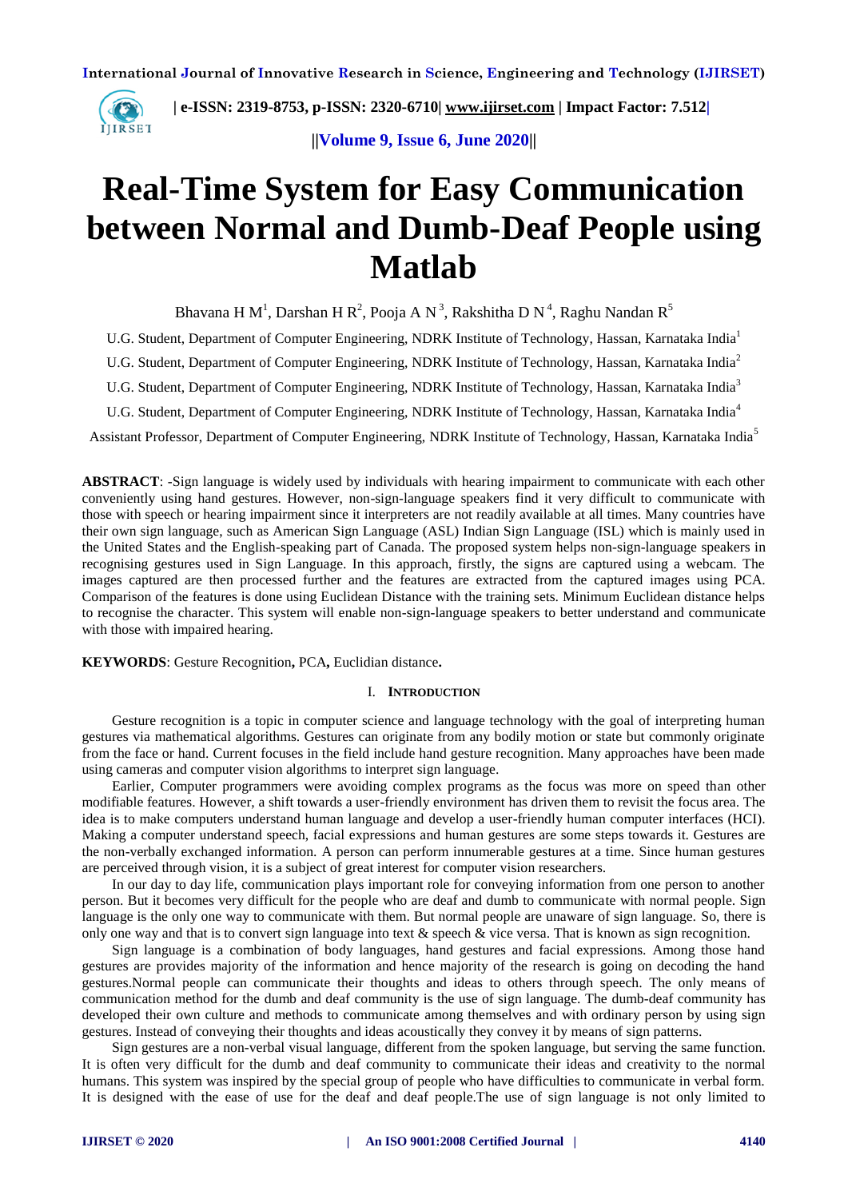# Real-Time System for Easy Communication between Normal and Dumb-Deaf People using Matlab

Bhavana H M[1], Darshan H R[2], Pooja A N[3], Rakshitha D N[4], Raghu Nandan R[5]

U.G. Student, Department of Computer Engineering, NDRK Institute of Technology, Hassan, Karnataka India[1]

U.G. Student, Department of Computer Engineering, NDRK Institute of Technology, Hassan, Karnataka India[2]

U.G. Student, Department of Computer Engineering, NDRK Institute of Technology, Hassan, Karnataka India[3]

U.G. Student, Department of Computer Engineering, NDRK Institute of Technology, Hassan, Karnataka India[4]

Assistant Professor, Department of Computer Engineering, NDRK Institute of Technology, Hassan, Karnataka India[5]

**ABSTRACT**: -Sign language is widely used by individuals with hearing impairment to communicate with each other conveniently using hand gestures. However, non-sign-language speakers find it very difficult to communicate with those with speech or hearing impairment since it interpreters are not readily available at all times. Many countries have their own sign language, such as American Sign Language (ASL) Indian Sign Language (ISL) which is mainly used in the United States and the English-speaking part of Canada. The proposed system helps non-sign-language speakers in recognising gestures used in Sign Language. In this approach, firstly, the signs are captured using a webcam. The images captured are then processed further and the features are extracted from the captured images using PCA. Comparison of the features is done using Euclidean Distance with the training sets. Minimum Euclidean distance helps to recognise the character. This system will enable non-sign-language speakers to better understand and communicate with those with impaired hearing.

**KEYWORDS**: Gesture Recognition**,** PCA**,** Euclidian distance**.**

## I. Introduction

Gesture recognition is a topic in computer science and language technology with the goal of interpreting human gestures via mathematical algorithms. Gestures can originate from any bodily motion or state but commonly originate from the face or hand. Current focuses in the field include hand gesture recognition. Many approaches have been made using cameras and computer vision algorithms to interpret sign language.

Earlier, Computer programmers were avoiding complex programs as the focus was more on speed than other modifiable features. However, a shift towards a user-friendly environment has driven them to revisit the focus area. The idea is to make computers understand human language and develop a user-friendly human computer interfaces (HCI). Making a computer understand speech, facial expressions and human gestures are some steps towards it. Gestures are the non-verbally exchanged information. A person can perform innumerable gestures at a time. Since human gestures are perceived through vision, it is a subject of great interest for computer vision researchers.

In our day to day life, communication plays important role for conveying information from one person to another person. But it becomes very difficult for the people who are deaf and dumb to communicate with normal people. Sign language is the only one way to communicate with them. But normal people are unaware of sign language. So, there is only one way and that is to convert sign language into text & speech & vice versa. That is known as sign recognition.

Sign language is a combination of body languages, hand gestures and facial expressions. Among those hand gestures are provides majority of the information and hence majority of the research is going on decoding the hand gestures.Normal people can communicate their thoughts and ideas to others through speech. The only means of communication method for the dumb and deaf community is the use of sign language. The dumb-deaf community has developed their own culture and methods to communicate among themselves and with ordinary person by using sign gestures. Instead of conveying their thoughts and ideas acoustically they convey it by means of sign patterns.

Sign gestures are a non-verbal visual language, different from the spoken language, but serving the same function. It is often very difficult for the dumb and deaf community to communicate their ideas and creativity to the normal humans. This system was inspired by the special group of people who have difficulties to communicate in verbal form. It is designed with the ease of use for the deaf and deaf people.The use of sign language is not only limited to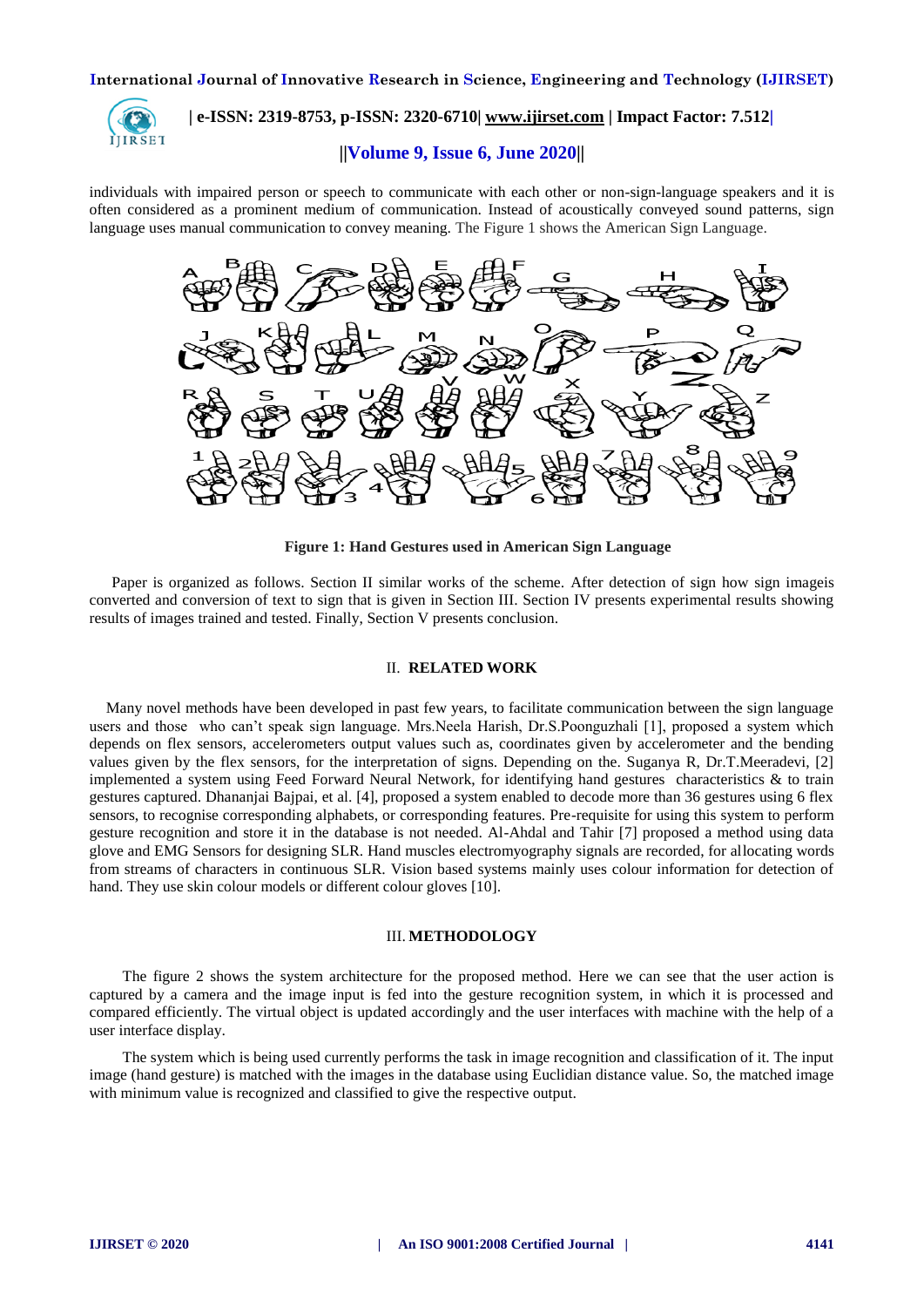individuals with impaired person or speech to communicate with each other or non-sign-language speakers and it is often considered as a prominent medium of communication. Instead of acoustically conveyed sound patterns, sign language uses manual communication to convey meaning. The Figure 1 shows the American Sign Language.

**Figure 1: Hand Gestures used in American Sign Language**

Paper is organized as follows. Section II similar works of the scheme. After detection of sign how sign imageis converted and conversion of text to sign that is given in Section III. Section IV presents experimental results showing results of images trained and tested. Finally, Section V presents conclusion.

## II. RELATED WORK

Many novel methods have been developed in past few years, to facilitate communication between the sign language users and those who can't speak sign language. Mrs.Neela Harish, Dr.S.Poonguzhali [1], proposed a system which depends on flex sensors, accelerometers output values such as, coordinates given by accelerometer and the bending values given by the flex sensors, for the interpretation of signs. Depending on the. Suganya R, Dr.T.Meeradevi, [2] implemented a system using Feed Forward Neural Network, for identifying hand gestures characteristics & to train gestures captured. Dhananjai Bajpai, et al. [4], proposed a system enabled to decode more than 36 gestures using 6 flex sensors, to recognise corresponding alphabets, or corresponding features. Pre-requisite for using this system to perform gesture recognition and store it in the database is not needed. Al-Ahdal and Tahir [7] proposed a method using data glove and EMG Sensors for designing SLR. Hand muscles electromyography signals are recorded, for allocating words from streams of characters in continuous SLR. Vision based systems mainly uses colour information for detection of hand. They use skin colour models or different colour gloves [10].

## III. METHODOLOGY

The figure 2 shows the system architecture for the proposed method. Here we can see that the user action is captured by a camera and the image input is fed into the gesture recognition system, in which it is processed and compared efficiently. The virtual object is updated accordingly and the user interfaces with machine with the help of a user interface display.

The system which is being used currently performs the task in image recognition and classification of it. The input image (hand gesture) is matched with the images in the database using Euclidian distance value. So, the matched image with minimum value is recognized and classified to give the respective output.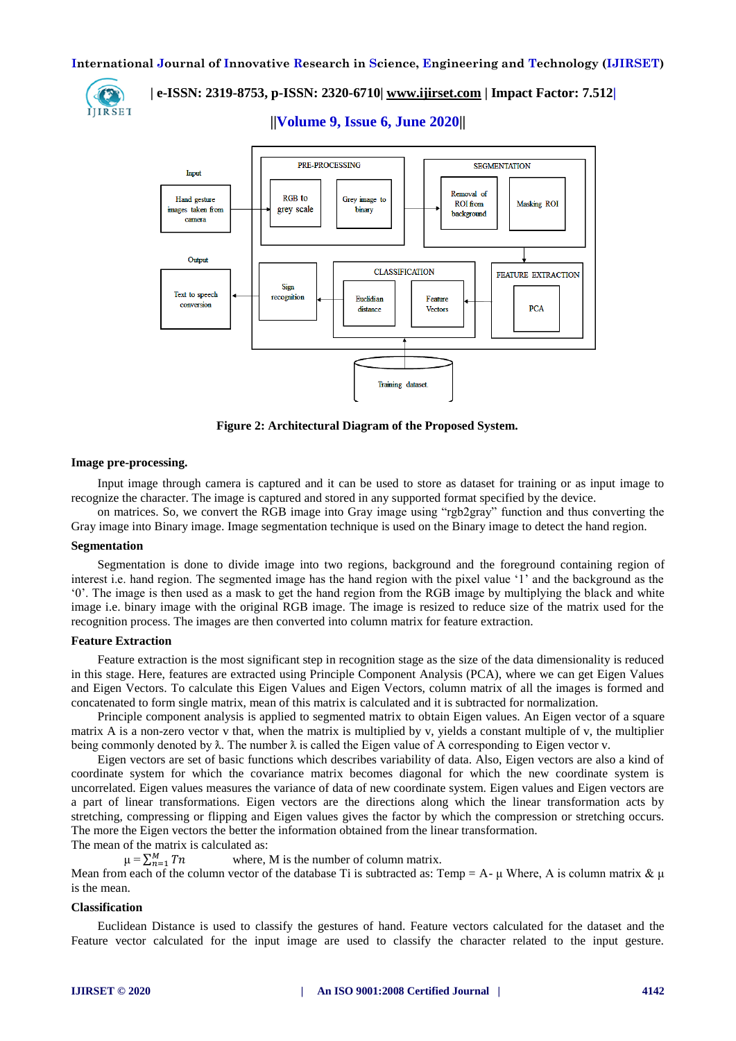Figure 2: Architectural Diagram of the Proposed System.

**Image pre-processing.**

Input image through camera is captured and it can be used to store as dataset for training or as input image to recognize the character. The image is captured and stored in any supported format specified by the device.

on matrices. So, we convert the RGB image into Gray image using "rgb2gray" function and thus converting the Gray image into Binary image. Image segmentation technique is used on the Binary image to detect the hand region.

**Segmentation**

Segmentation is done to divide image into two regions, background and the foreground containing region of interest i.e. hand region. The segmented image has the hand region with the pixel value '1' and the background as the '0'. The image is then used as a mask to get the hand region from the RGB image by multiplying the black and white image i.e. binary image with the original RGB image. The image is resized to reduce size of the matrix used for the recognition process. The images are then converted into column matrix for feature extraction.

**Feature Extraction**

Feature extraction is the most significant step in recognition stage as the size of the data dimensionality is reduced in this stage. Here, features are extracted using Principle Component Analysis (PCA), where we can get Eigen Values and Eigen Vectors. To calculate this Eigen Values and Eigen Vectors, column matrix of all the images is formed and concatenated to form single matrix, mean of this matrix is calculated and it is subtracted for normalization.

Principle component analysis is applied to segmented matrix to obtain Eigen values. An Eigen vector of a square matrix A is a non-zero vector v that, when the matrix is multiplied by v, yields a constant multiple of v, the multiplier being commonly denoted by λ. The number λ is called the Eigen value of A corresponding to Eigen vector v.

Eigen vectors are set of basic functions which describes variability of data. Also, Eigen vectors are also a kind of coordinate system for which the covariance matrix becomes diagonal for which the new coordinate system is uncorrelated. Eigen values measures the variance of data of new coordinate system. Eigen values and Eigen vectors are a part of linear transformations. Eigen vectors are the directions along which the linear transformation acts by stretching, compressing or flipping and Eigen values gives the factor by which the compression or stretching occurs. The more the Eigen vectors the better the information obtained from the linear transformation.

The mean of the matrix is calculated as:

$\mu = \sum_{n=1}^{M} Tn$ where, M is the number of column matrix.

Mean from each of the column vector of the database Ti is subtracted as: Temp = A- μ Where, A is column matrix & μ is the mean.

**Classification**

Euclidean Distance is used to classify the gestures of hand. Feature vectors calculated for the dataset and the Feature vector calculated for the input image are used to classify the character related to the input gesture.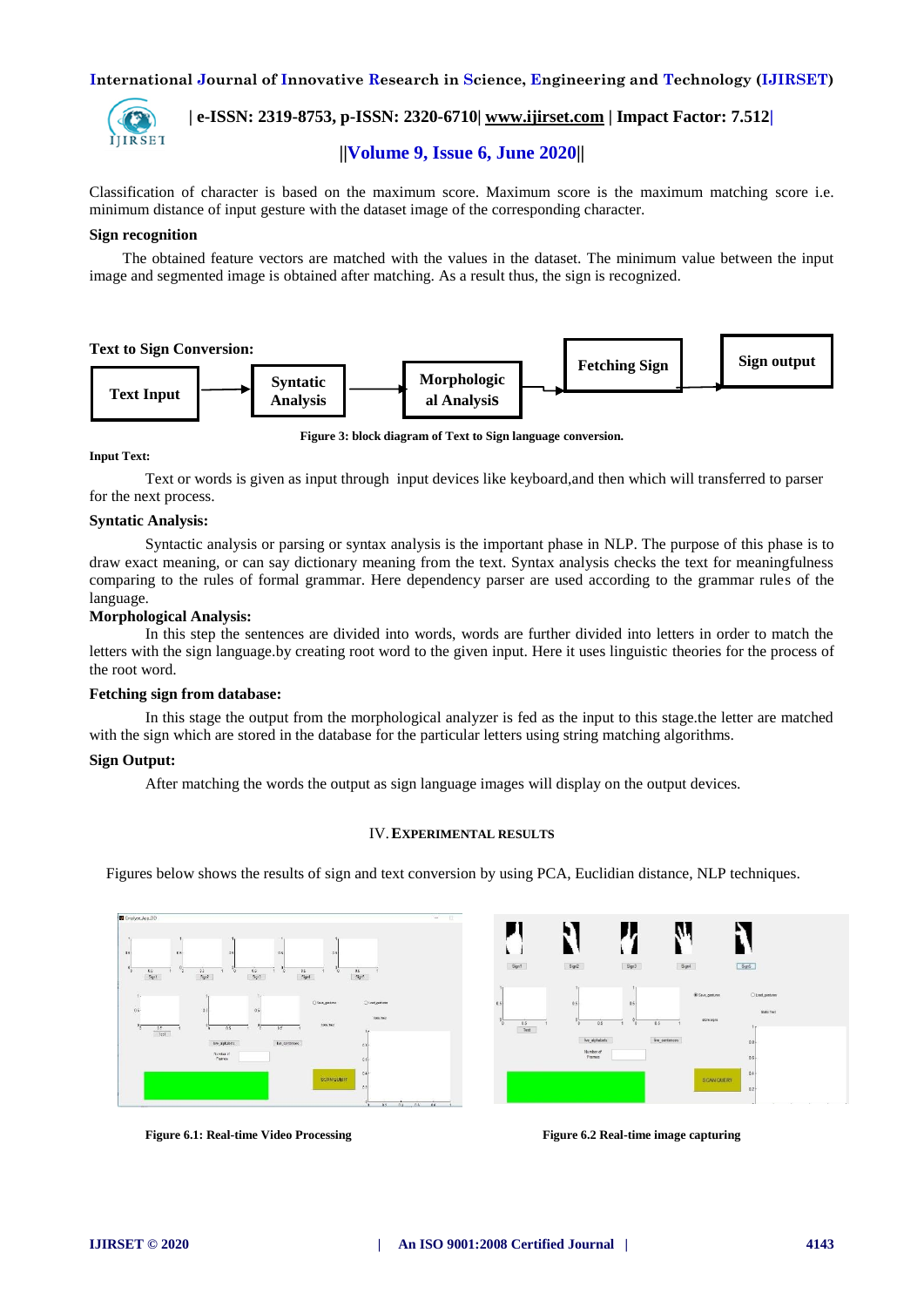Classification of character is based on the maximum score. Maximum score is the maximum matching score i.e. minimum distance of input gesture with the dataset image of the corresponding character.

**Sign recognition**

The obtained feature vectors are matched with the values in the dataset. The minimum value between the input image and segmented image is obtained after matching. As a result thus, the sign is recognized.

**Text to Sign Conversion:**

Text Input → Syntatic Analysis → Morphological Analysis → Fetching Sign → Sign output

**Figure 3: block diagram of Text to Sign language conversion.**

**Input Text:**

Text or words is given as input through input devices like keyboard,and then which will transferred to parser for the next process.

**Syntatic Analysis:**

Syntactic analysis or parsing or syntax analysis is the important phase in NLP. The purpose of this phase is to draw exact meaning, or can say dictionary meaning from the text. Syntax analysis checks the text for meaningfulness comparing to the rules of formal grammar. Here dependency parser are used according to the grammar rules of the language.

**Morphological Analysis:**

In this step the sentences are divided into words, words are further divided into letters in order to match the letters with the sign language.by creating root word to the given input. Here it uses linguistic theories for the process of the root word.

**Fetching sign from database:**

In this stage the output from the morphological analyzer is fed as the input to this stage.the letter are matched with the sign which are stored in the database for the particular letters using string matching algorithms.

**Sign Output:**

After matching the words the output as sign language images will display on the output devices.

## IV. EXPERIMENTAL RESULTS

Figures below shows the results of sign and text conversion by using PCA, Euclidian distance, NLP techniques.

**Figure 6.1: Real-time Video Processing**

**Figure 6.2 Real-time image capturing**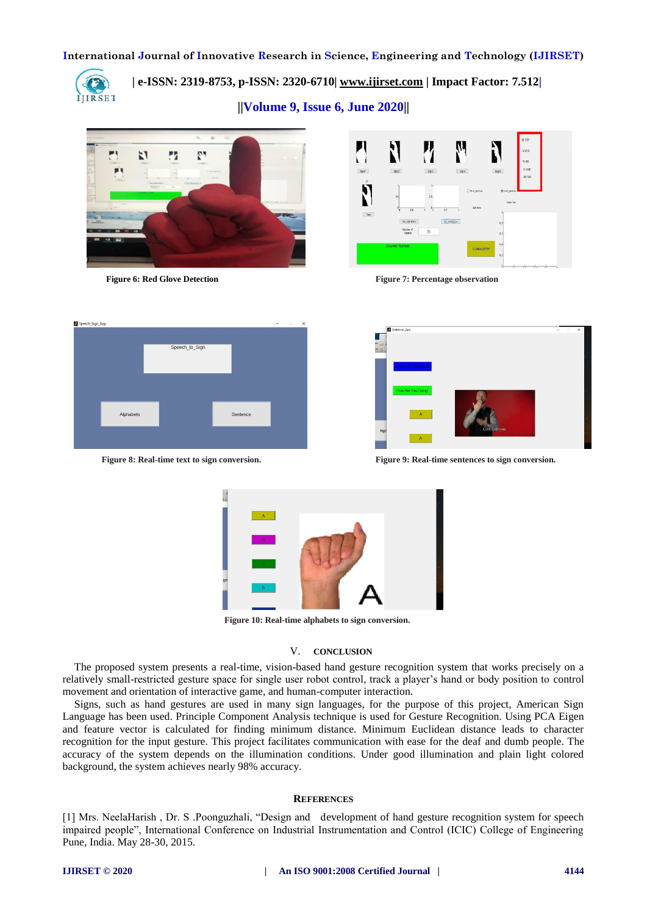Figure 6: Red Glove Detection

Figure 7: Percentage observation

Figure 8: Real-time text to sign conversion.

Figure 9: Real-time sentences to sign conversion.

Figure 10: Real-time alphabets to sign conversion.

## V. CONCLUSION

The proposed system presents a real-time, vision-based hand gesture recognition system that works precisely on a relatively small-restricted gesture space for single user robot control, track a player's hand or body position to control movement and orientation of interactive game, and human-computer interaction.

Signs, such as hand gestures are used in many sign languages, for the purpose of this project, American Sign Language has been used. Principle Component Analysis technique is used for Gesture Recognition. Using PCA Eigen and feature vector is calculated for finding minimum distance. Minimum Euclidean distance leads to character recognition for the input gesture. This project facilitates communication with ease for the deaf and dumb people. The accuracy of the system depends on the illumination conditions. Under good illumination and plain light colored background, the system achieves nearly 98% accuracy.

## REFERENCES

[1] Mrs. NeelaHarish , Dr. S .Poonguzhali, "Design and development of hand gesture recognition system for speech impaired people", International Conference on Industrial Instrumentation and Control (ICIC) College of Engineering Pune, India. May 28-30, 2015.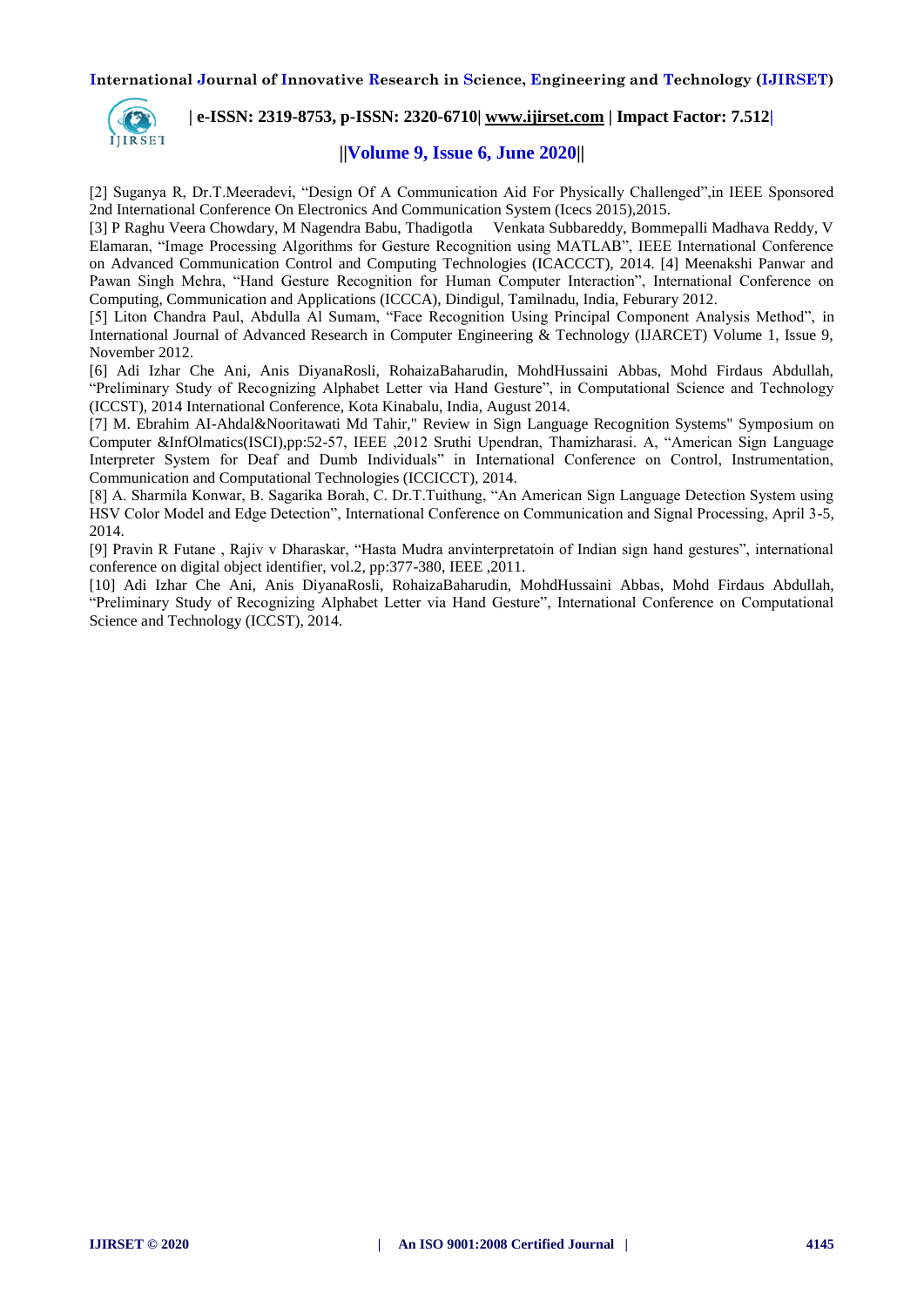[2] Suganya R, Dr.T.Meeradevi, “Design Of A Communication Aid For Physically Challenged”,in IEEE Sponsored 2nd International Conference On Electronics And Communication System (Icecs 2015),2015.

[3] P Raghu Veera Chowdary, M Nagendra Babu, Thadigotla Venkata Subbareddy, Bommepalli Madhava Reddy, V Elamaran, “Image Processing Algorithms for Gesture Recognition using MATLAB”, IEEE International Conference on Advanced Communication Control and Computing Technologies (ICACCCT), 2014. [4] Meenakshi Panwar and Pawan Singh Mehra, “Hand Gesture Recognition for Human Computer Interaction”, International Conference on Computing, Communication and Applications (ICCCA), Dindigul, Tamilnadu, India, Feburary 2012.

[5] Liton Chandra Paul, Abdulla Al Sumam, “Face Recognition Using Principal Component Analysis Method”, in International Journal of Advanced Research in Computer Engineering & Technology (IJARCET) Volume 1, Issue 9, November 2012.

[6] Adi Izhar Che Ani, Anis DiyanaRosli, RohaizaBaharudin, MohdHussaini Abbas, Mohd Firdaus Abdullah, “Preliminary Study of Recognizing Alphabet Letter via Hand Gesture”, in Computational Science and Technology (ICCST), 2014 International Conference, Kota Kinabalu, India, August 2014.

[7] M. Ebrahim AI-Ahdal&Nooritawati Md Tahir," Review in Sign Language Recognition Systems" Symposium on Computer &InfOlmatics(ISCI),pp:52-57, IEEE ,2012 Sruthi Upendran, Thamizharasi. A, “American Sign Language Interpreter System for Deaf and Dumb Individuals” in International Conference on Control, Instrumentation, Communication and Computational Technologies (ICCICCT), 2014.

[8] A. Sharmila Konwar, B. Sagarika Borah, C. Dr.T.Tuithung, “An American Sign Language Detection System using HSV Color Model and Edge Detection”, International Conference on Communication and Signal Processing, April 3-5, 2014.

[9] Pravin R Futane , Rajiv v Dharaskar, “Hasta Mudra anvinterpretatoin of Indian sign hand gestures”, international conference on digital object identifier, vol.2, pp:377-380, IEEE ,2011.

[10] Adi Izhar Che Ani, Anis DiyanaRosli, RohaizaBaharudin, MohdHussaini Abbas, Mohd Firdaus Abdullah, “Preliminary Study of Recognizing Alphabet Letter via Hand Gesture”, International Conference on Computational Science and Technology (ICCST), 2014.